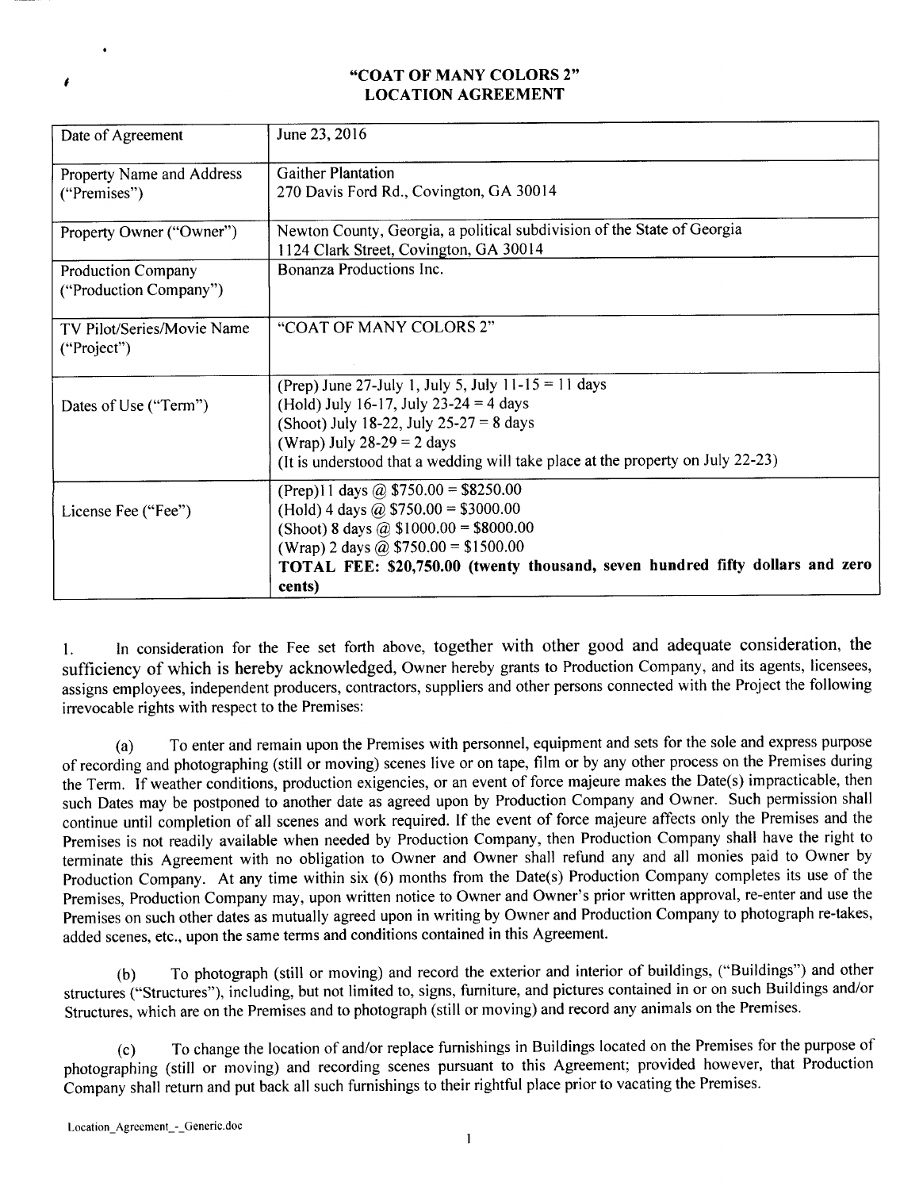# "COAT OF MANY COLORS 2"
# LOCATION AGREEMENT

| | |
|---|---|
| Date of Agreement | June 23, 2016 |
| Property Name and Address ("Premises") | Gaither Plantation<br>270 Davis Ford Rd., Covington, GA 30014 |
| Property Owner ("Owner") | Newton County, Georgia, a political subdivision of the State of Georgia<br>1124 Clark Street, Covington, GA 30014 |
| Production Company ("Production Company") | Bonanza Productions Inc. |
| TV Pilot/Series/Movie Name ("Project") | "COAT OF MANY COLORS 2" |
| Dates of Use ("Term") | (Prep) June 27-July 1, July 5, July 11-15 = 11 days<br>(Hold) July 16-17, July 23-24 = 4 days<br>(Shoot) July 18-22, July 25-27 = 8 days<br>(Wrap) July 28-29 = 2 days<br>(It is understood that a wedding will take place at the property on July 22-23) |
| License Fee ("Fee") | (Prep)11 days @ $750.00 = $8250.00<br>(Hold) 4 days @ $750.00 = $3000.00<br>(Shoot) 8 days @ $1000.00 = $8000.00<br>(Wrap) 2 days @ $750.00 = $1500.00<br>**TOTAL FEE: $20,750.00 (twenty thousand, seven hundred fifty dollars and zero cents)** |

1. In consideration for the Fee set forth above, together with other good and adequate consideration, the sufficiency of which is hereby acknowledged, Owner hereby grants to Production Company, and its agents, licensees, assigns employees, independent producers, contractors, suppliers and other persons connected with the Project the following irrevocable rights with respect to the Premises:

(a) To enter and remain upon the Premises with personnel, equipment and sets for the sole and express purpose of recording and photographing (still or moving) scenes live or on tape, film or by any other process on the Premises during the Term. If weather conditions, production exigencies, or an event of force majeure makes the Date(s) impracticable, then such Dates may be postponed to another date as agreed upon by Production Company and Owner. Such permission shall continue until completion of all scenes and work required. If the event of force majeure affects only the Premises and the Premises is not readily available when needed by Production Company, then Production Company shall have the right to terminate this Agreement with no obligation to Owner and Owner shall refund any and all monies paid to Owner by Production Company. At any time within six (6) months from the Date(s) Production Company completes its use of the Premises, Production Company may, upon written notice to Owner and Owner's prior written approval, re-enter and use the Premises on such other dates as mutually agreed upon in writing by Owner and Production Company to photograph re-takes, added scenes, etc., upon the same terms and conditions contained in this Agreement.

(b) To photograph (still or moving) and record the exterior and interior of buildings, ("Buildings") and other structures ("Structures"), including, but not limited to, signs, furniture, and pictures contained in or on such Buildings and/or Structures, which are on the Premises and to photograph (still or moving) and record any animals on the Premises.

(c) To change the location of and/or replace furnishings in Buildings located on the Premises for the purpose of photographing (still or moving) and recording scenes pursuant to this Agreement; provided however, that Production Company shall return and put back all such furnishings to their rightful place prior to vacating the Premises.

Location_Agreement_-_Generic.doc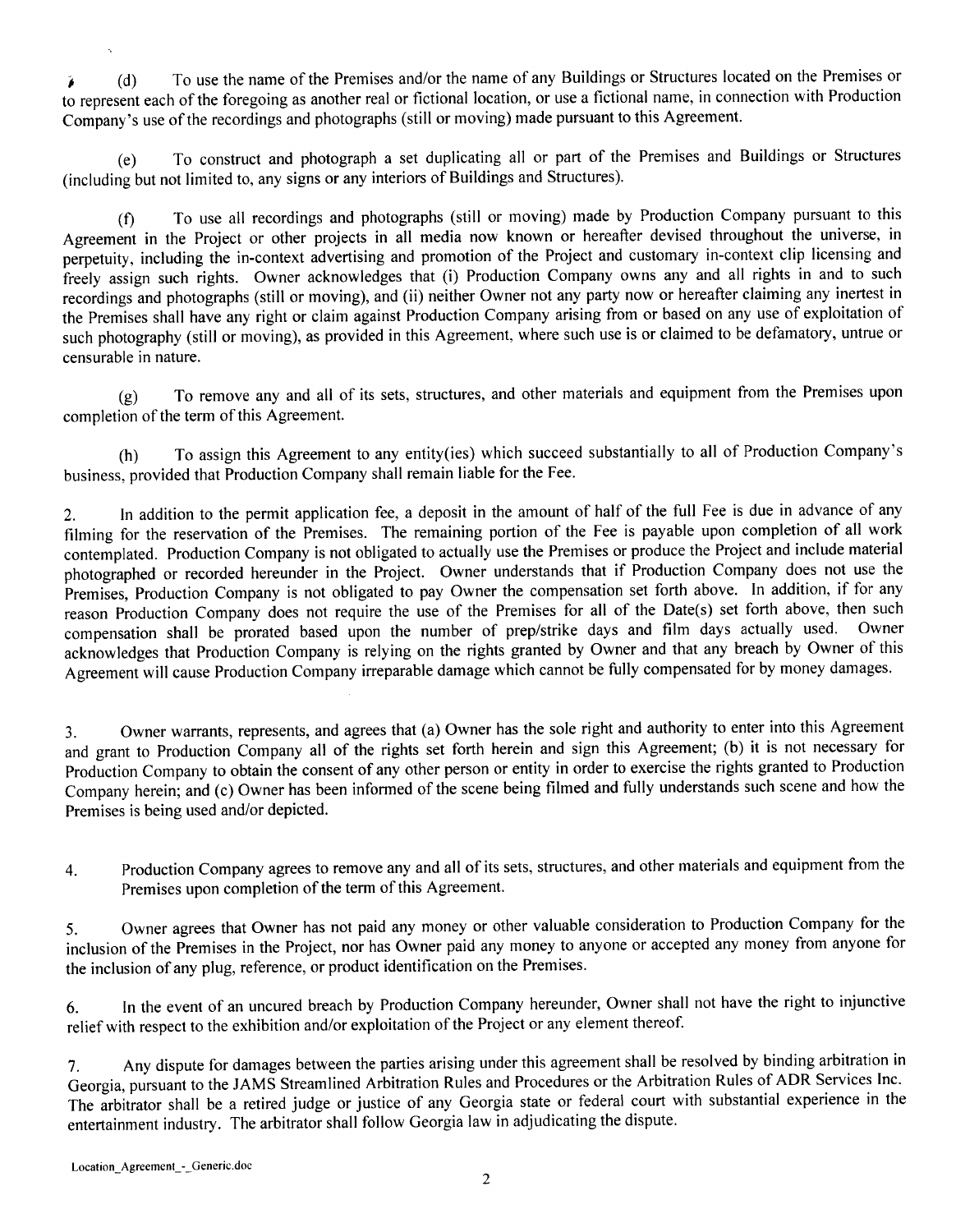(d) To use the name of the Premises and/or the name of any Buildings or Structures located on the Premises or to represent each of the foregoing as another real or fictional location, or use a fictional name, in connection with Production Company's use of the recordings and photographs (still or moving) made pursuant to this Agreement.

(e) To construct and photograph a set duplicating all or part of the Premises and Buildings or Structures (including but not limited to, any signs or any interiors of Buildings and Structures).

(f) To use all recordings and photographs (still or moving) made by Production Company pursuant to this Agreement in the Project or other projects in all media now known or hereafter devised throughout the universe, in perpetuity, including the in-context advertising and promotion of the Project and customary in-context clip licensing and freely assign such rights. Owner acknowledges that (i) Production Company owns any and all rights in and to such recordings and photographs (still or moving), and (ii) neither Owner not any party now or hereafter claiming any inertest in the Premises shall have any right or claim against Production Company arising from or based on any use of exploitation of such photography (still or moving), as provided in this Agreement, where such use is or claimed to be defamatory, untrue or censurable in nature.

(g) To remove any and all of its sets, structures, and other materials and equipment from the Premises upon completion of the term of this Agreement.

(h) To assign this Agreement to any entity(ies) which succeed substantially to all of Production Company's business, provided that Production Company shall remain liable for the Fee.

2. In addition to the permit application fee, a deposit in the amount of half of the full Fee is due in advance of any filming for the reservation of the Premises. The remaining portion of the Fee is payable upon completion of all work contemplated. Production Company is not obligated to actually use the Premises or produce the Project and include material photographed or recorded hereunder in the Project. Owner understands that if Production Company does not use the Premises, Production Company is not obligated to pay Owner the compensation set forth above. In addition, if for any reason Production Company does not require the use of the Premises for all of the Date(s) set forth above, then such compensation shall be prorated based upon the number of prep/strike days and film days actually used. Owner acknowledges that Production Company is relying on the rights granted by Owner and that any breach by Owner of this Agreement will cause Production Company irreparable damage which cannot be fully compensated for by money damages.

3. Owner warrants, represents, and agrees that (a) Owner has the sole right and authority to enter into this Agreement and grant to Production Company all of the rights set forth herein and sign this Agreement; (b) it is not necessary for Production Company to obtain the consent of any other person or entity in order to exercise the rights granted to Production Company herein; and (c) Owner has been informed of the scene being filmed and fully understands such scene and how the Premises is being used and/or depicted.

4. Production Company agrees to remove any and all of its sets, structures, and other materials and equipment from the Premises upon completion of the term of this Agreement.

5. Owner agrees that Owner has not paid any money or other valuable consideration to Production Company for the inclusion of the Premises in the Project, nor has Owner paid any money to anyone or accepted any money from anyone for the inclusion of any plug, reference, or product identification on the Premises.

6. In the event of an uncured breach by Production Company hereunder, Owner shall not have the right to injunctive relief with respect to the exhibition and/or exploitation of the Project or any element thereof.

7. Any dispute for damages between the parties arising under this agreement shall be resolved by binding arbitration in Georgia, pursuant to the JAMS Streamlined Arbitration Rules and Procedures or the Arbitration Rules of ADR Services Inc. The arbitrator shall be a retired judge or justice of any Georgia state or federal court with substantial experience in the entertainment industry. The arbitrator shall follow Georgia law in adjudicating the dispute.

Location_Agreement_-_Generic.doc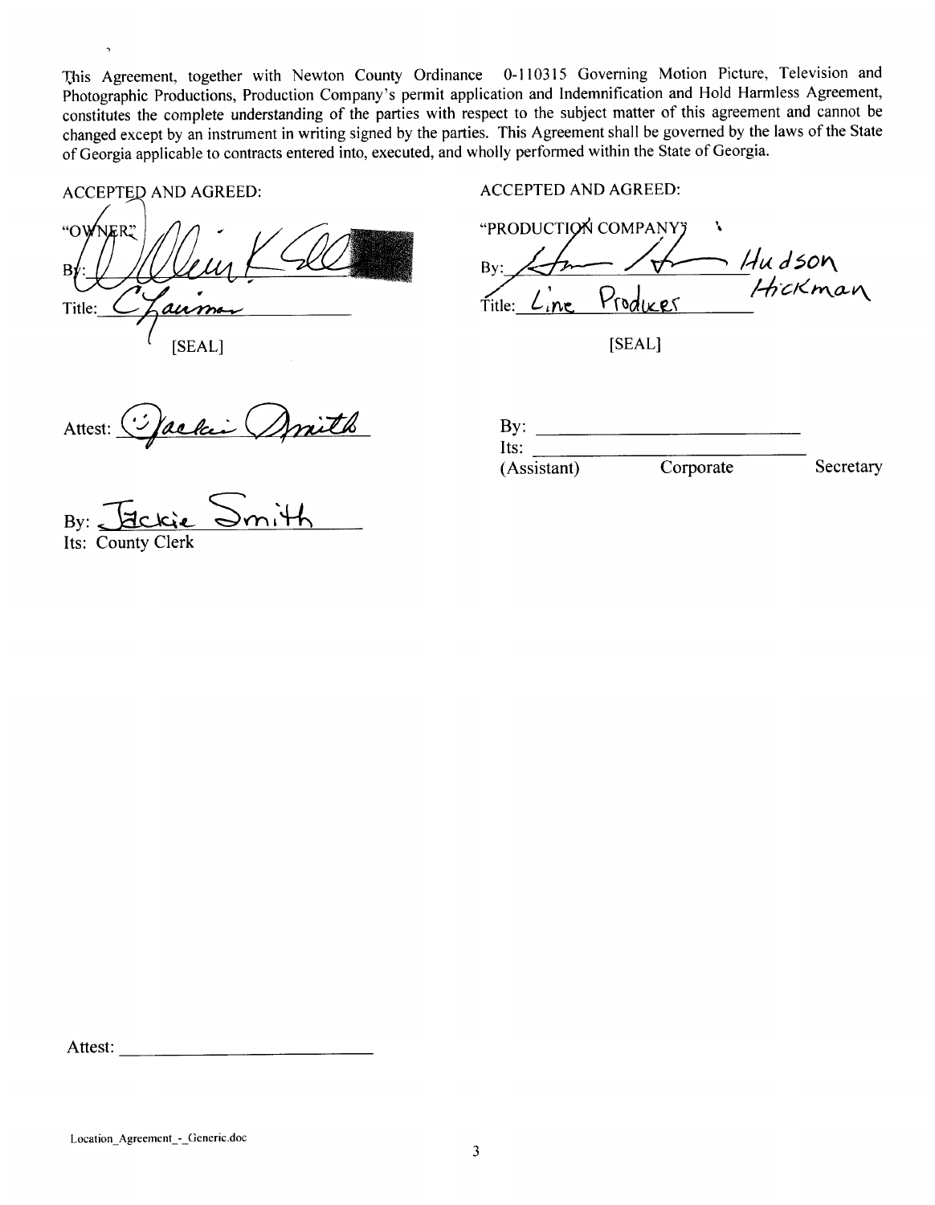This Agreement, together with Newton County Ordinance 0-110315 Governing Motion Picture, Television and Photographic Productions, Production Company's permit application and Indemnification and Hold Harmless Agreement, constitutes the complete understanding of the parties with respect to the subject matter of this agreement and cannot be changed except by an instrument in writing signed by the parties. This Agreement shall be governed by the laws of the State of Georgia applicable to contracts entered into, executed, and wholly performed within the State of Georgia.

ACCEPTED AND AGREED:

"OWNER"

By: William K. Ell

Title: Chairman

[SEAL]

Attest: Jackie Smith

By: Jackie Smith

Its: County Clerk

ACCEPTED AND AGREED:

"PRODUCTION COMPANY"

By: Hudson Hickman

Title: Line Producer

[SEAL]

By: ______________________

Its: ______________________

(Assistant) Corporate Secretary

Attest: ______________________

Location_Agreement_-_Generic.doc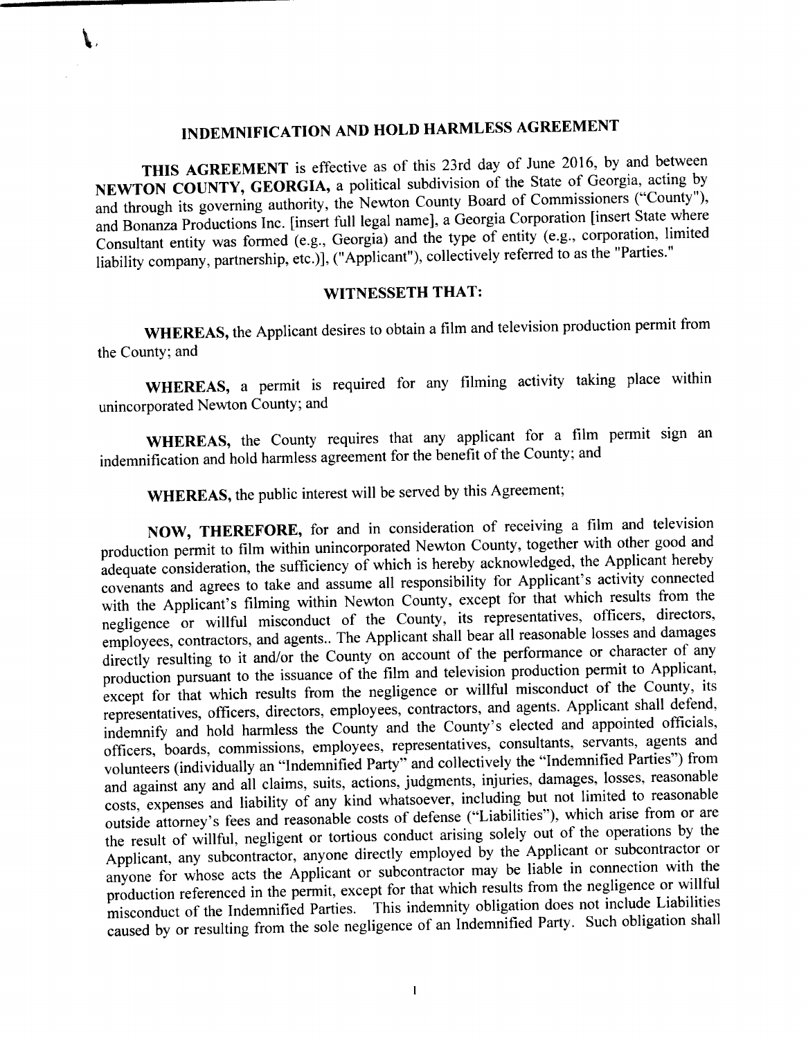# INDEMNIFICATION AND HOLD HARMLESS AGREEMENT

**THIS AGREEMENT** is effective as of this 23rd day of June 2016, by and between **NEWTON COUNTY, GEORGIA,** a political subdivision of the State of Georgia, acting by and through its governing authority, the Newton County Board of Commissioners ("County"), and Bonanza Productions Inc. [insert full legal name], a Georgia Corporation [insert State where Consultant entity was formed (e.g., Georgia) and the type of entity (e.g., corporation, limited liability company, partnership, etc.)], ("Applicant"), collectively referred to as the "Parties."

## WITNESSETH THAT:

**WHEREAS,** the Applicant desires to obtain a film and television production permit from the County; and

**WHEREAS,** a permit is required for any filming activity taking place within unincorporated Newton County; and

**WHEREAS,** the County requires that any applicant for a film permit sign an indemnification and hold harmless agreement for the benefit of the County; and

**WHEREAS,** the public interest will be served by this Agreement;

**NOW, THEREFORE,** for and in consideration of receiving a film and television production permit to film within unincorporated Newton County, together with other good and adequate consideration, the sufficiency of which is hereby acknowledged, the Applicant hereby covenants and agrees to take and assume all responsibility for Applicant's activity connected with the Applicant's filming within Newton County, except for that which results from the negligence or willful misconduct of the County, its representatives, officers, directors, employees, contractors, and agents.. The Applicant shall bear all reasonable losses and damages directly resulting to it and/or the County on account of the performance or character of any production pursuant to the issuance of the film and television production permit to Applicant, except for that which results from the negligence or willful misconduct of the County, its representatives, officers, directors, employees, contractors, and agents. Applicant shall defend, indemnify and hold harmless the County and the County's elected and appointed officials, officers, boards, commissions, employees, representatives, consultants, servants, agents and volunteers (individually an "Indemnified Party" and collectively the "Indemnified Parties") from and against any and all claims, suits, actions, judgments, injuries, damages, losses, reasonable costs, expenses and liability of any kind whatsoever, including but not limited to reasonable outside attorney's fees and reasonable costs of defense ("Liabilities"), which arise from or are the result of willful, negligent or tortious conduct arising solely out of the operations by the Applicant, any subcontractor, anyone directly employed by the Applicant or subcontractor or anyone for whose acts the Applicant or subcontractor may be liable in connection with the production referenced in the permit, except for that which results from the negligence or willful misconduct of the Indemnified Parties. This indemnity obligation does not include Liabilities caused by or resulting from the sole negligence of an Indemnified Party. Such obligation shall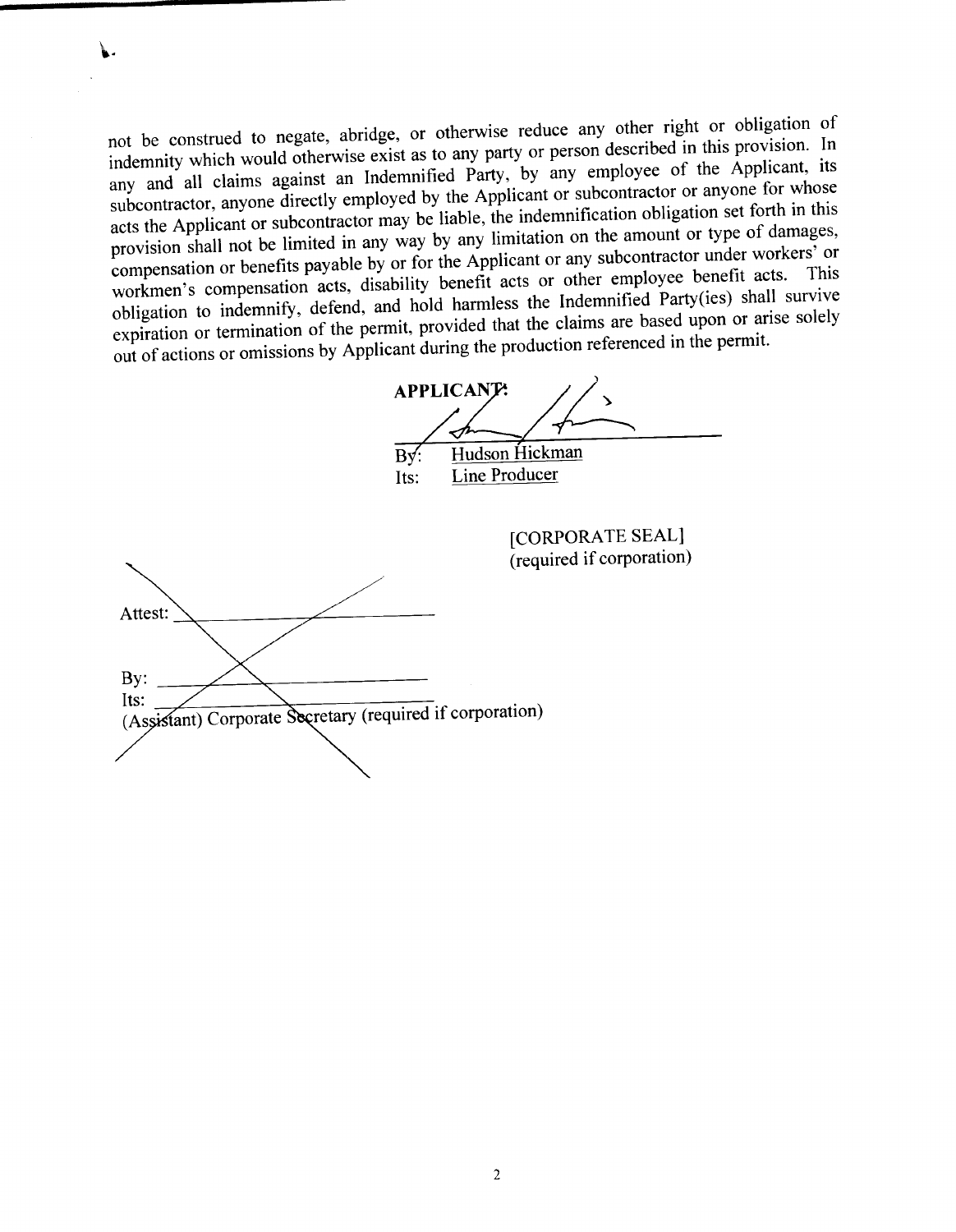not be construed to negate, abridge, or otherwise reduce any other right or obligation of indemnity which would otherwise exist as to any party or person described in this provision. In any and all claims against an Indemnified Party, by any employee of the Applicant, its subcontractor, anyone directly employed by the Applicant or subcontractor or anyone for whose acts the Applicant or subcontractor may be liable, the indemnification obligation set forth in this provision shall not be limited in any way by any limitation on the amount or type of damages, compensation or benefits payable by or for the Applicant or any subcontractor under workers' or workmen's compensation acts, disability benefit acts or other employee benefit acts. This obligation to indemnify, defend, and hold harmless the Indemnified Party(ies) shall survive expiration or termination of the permit, provided that the claims are based upon or arise solely out of actions or omissions by Applicant during the production referenced in the permit.

**APPLICANT:**

By: Hudson Hickman
Its: Line Producer

[CORPORATE SEAL]
(required if corporation)

Attest: ______________________

By: ______________________
Its: ______________________
(Assistant) Corporate Secretary (required if corporation)